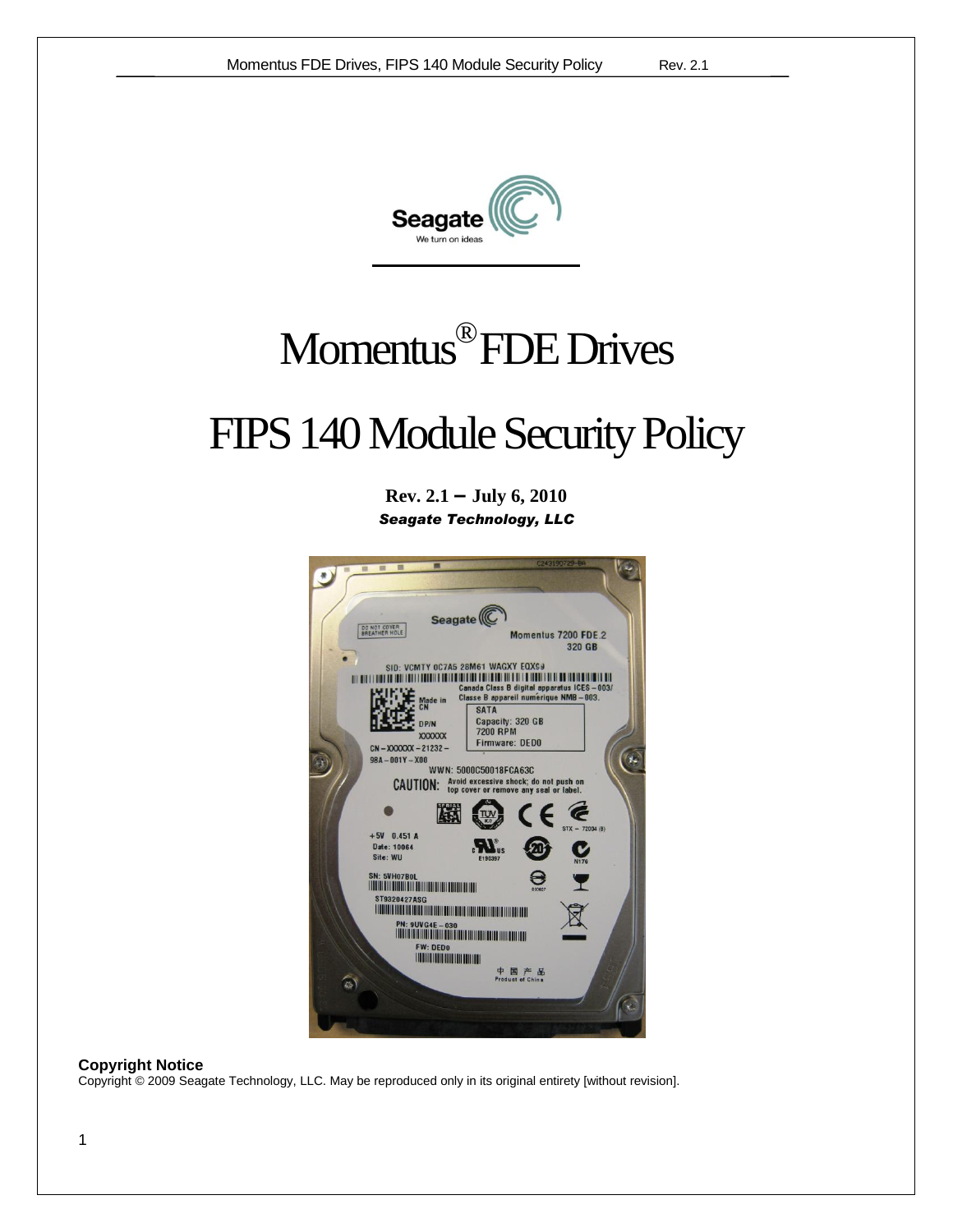# Momentus® FDE Drives

# FIPS 140 Module Security Policy

**Rev. 2.1 – July 6, 2010**

***Seagate Technology, LLC***

**Copyright Notice**

Copyright © 2009 Seagate Technology, LLC. May be reproduced only in its original entirety [without revision].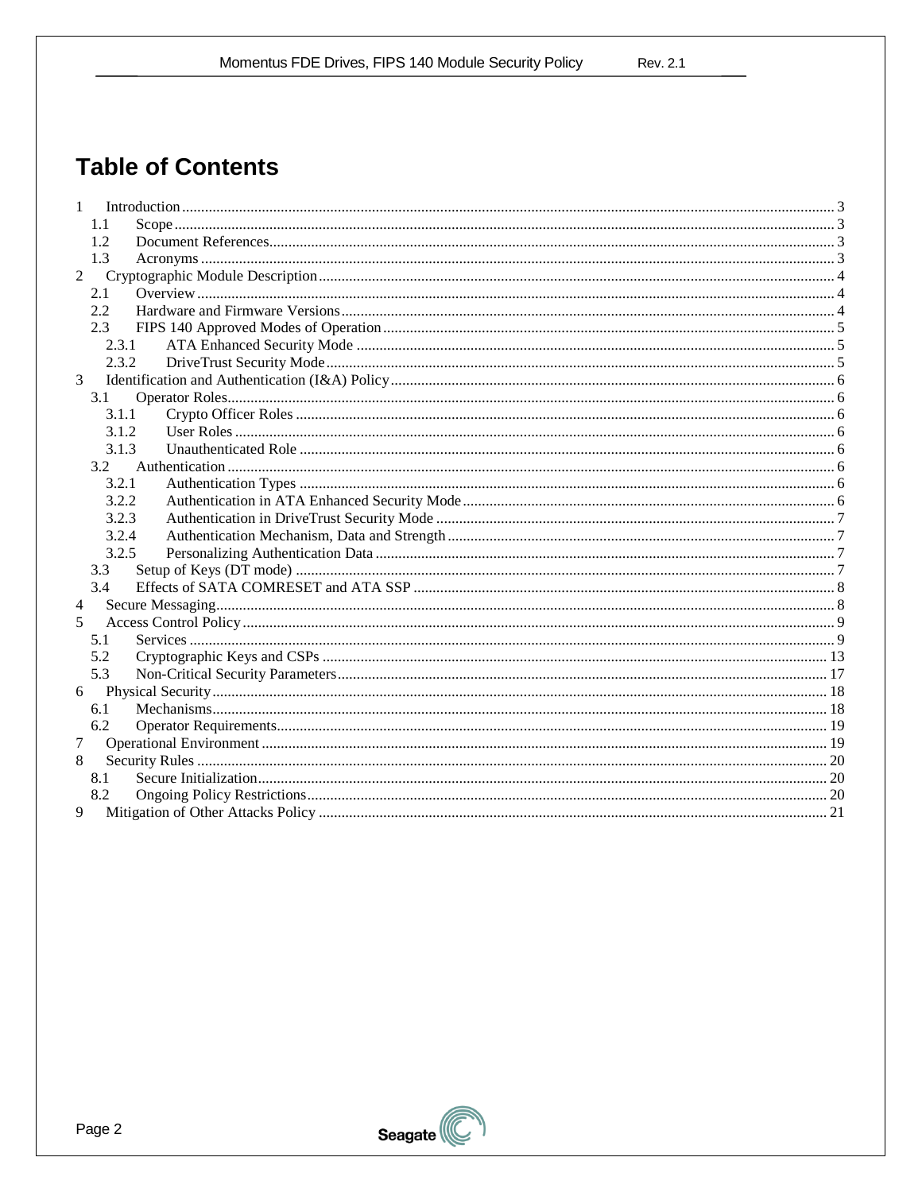# Table of Contents

- 1 Introduction ..... 3
  - 1.1 Scope ..... 3
  - 1.2 Document References ..... 3
  - 1.3 Acronyms ..... 3
- 2 Cryptographic Module Description ..... 4
  - 2.1 Overview ..... 4
  - 2.2 Hardware and Firmware Versions ..... 4
  - 2.3 FIPS 140 Approved Modes of Operation ..... 5
    - 2.3.1 ATA Enhanced Security Mode ..... 5
    - 2.3.2 DriveTrust Security Mode ..... 5
- 3 Identification and Authentication (I&A) Policy ..... 6
  - 3.1 Operator Roles ..... 6
    - 3.1.1 Crypto Officer Roles ..... 6
    - 3.1.2 User Roles ..... 6
    - 3.1.3 Unauthenticated Role ..... 6
  - 3.2 Authentication ..... 6
    - 3.2.1 Authentication Types ..... 6
    - 3.2.2 Authentication in ATA Enhanced Security Mode ..... 6
    - 3.2.3 Authentication in DriveTrust Security Mode ..... 7
    - 3.2.4 Authentication Mechanism, Data and Strength ..... 7
    - 3.2.5 Personalizing Authentication Data ..... 7
  - 3.3 Setup of Keys (DT mode) ..... 7
  - 3.4 Effects of SATA COMRESET and ATA SSP ..... 8
- 4 Secure Messaging ..... 8
- 5 Access Control Policy ..... 9
  - 5.1 Services ..... 9
  - 5.2 Cryptographic Keys and CSPs ..... 13
  - 5.3 Non-Critical Security Parameters ..... 17
- 6 Physical Security ..... 18
  - 6.1 Mechanisms ..... 18
  - 6.2 Operator Requirements ..... 19
- 7 Operational Environment ..... 19
- 8 Security Rules ..... 20
  - 8.1 Secure Initialization ..... 20
  - 8.2 Ongoing Policy Restrictions ..... 20
- 9 Mitigation of Other Attacks Policy ..... 21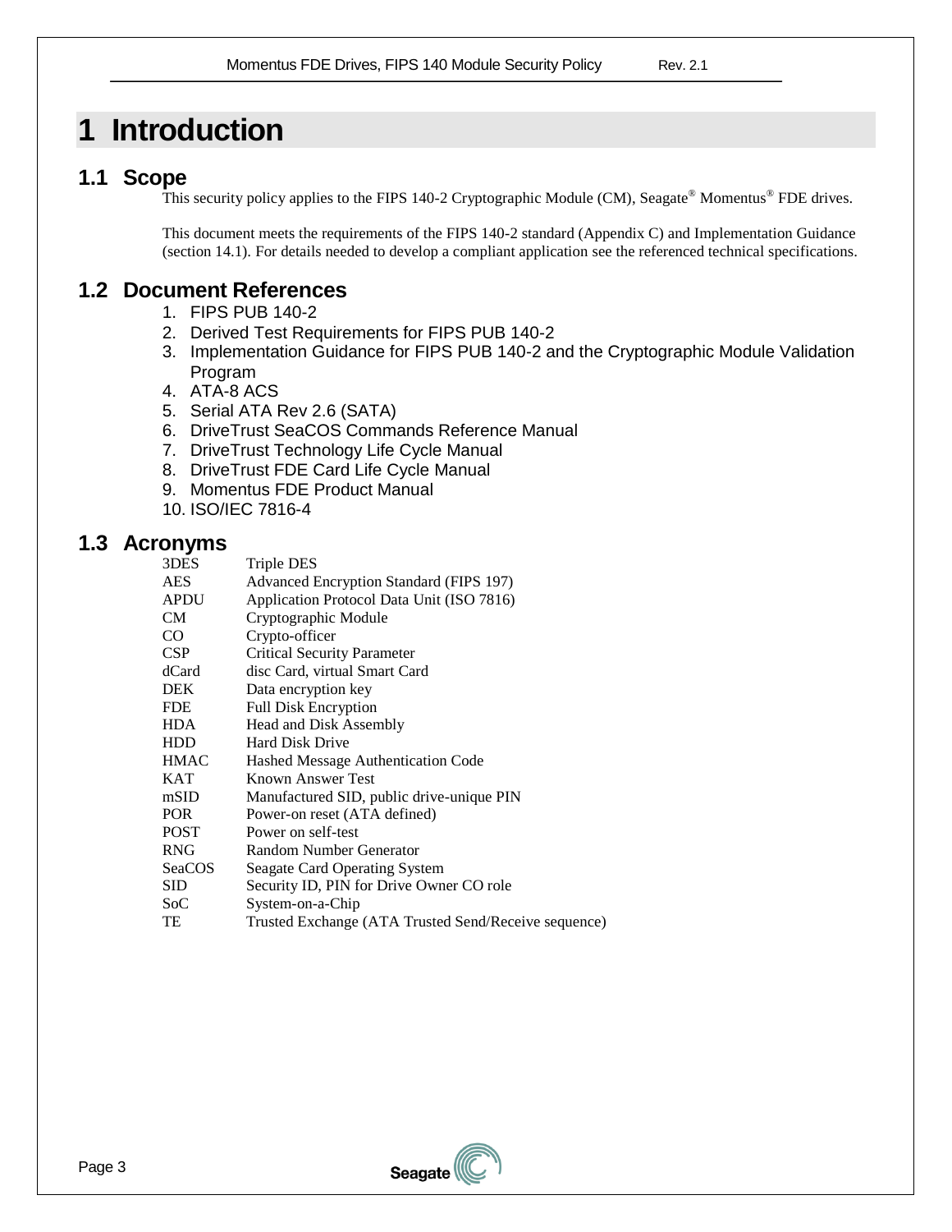# 1 Introduction

## 1.1 Scope

This security policy applies to the FIPS 140-2 Cryptographic Module (CM), Seagate® Momentus® FDE drives.

This document meets the requirements of the FIPS 140-2 standard (Appendix C) and Implementation Guidance (section 14.1). For details needed to develop a compliant application see the referenced technical specifications.

## 1.2 Document References

1. FIPS PUB 140-2
2. Derived Test Requirements for FIPS PUB 140-2
3. Implementation Guidance for FIPS PUB 140-2 and the Cryptographic Module Validation Program
4. ATA-8 ACS
5. Serial ATA Rev 2.6 (SATA)
6. DriveTrust SeaCOS Commands Reference Manual
7. DriveTrust Technology Life Cycle Manual
8. DriveTrust FDE Card Life Cycle Manual
9. Momentus FDE Product Manual
10. ISO/IEC 7816-4

## 1.3 Acronyms

| | |
|---|---|
| 3DES | Triple DES |
| AES | Advanced Encryption Standard (FIPS 197) |
| APDU | Application Protocol Data Unit (ISO 7816) |
| CM | Cryptographic Module |
| CO | Crypto-officer |
| CSP | Critical Security Parameter |
| dCard | disc Card, virtual Smart Card |
| DEK | Data encryption key |
| FDE | Full Disk Encryption |
| HDA | Head and Disk Assembly |
| HDD | Hard Disk Drive |
| HMAC | Hashed Message Authentication Code |
| KAT | Known Answer Test |
| mSID | Manufactured SID, public drive-unique PIN |
| POR | Power-on reset (ATA defined) |
| POST | Power on self-test |
| RNG | Random Number Generator |
| SeaCOS | Seagate Card Operating System |
| SID | Security ID, PIN for Drive Owner CO role |
| SoC | System-on-a-Chip |
| TE | Trusted Exchange (ATA Trusted Send/Receive sequence) |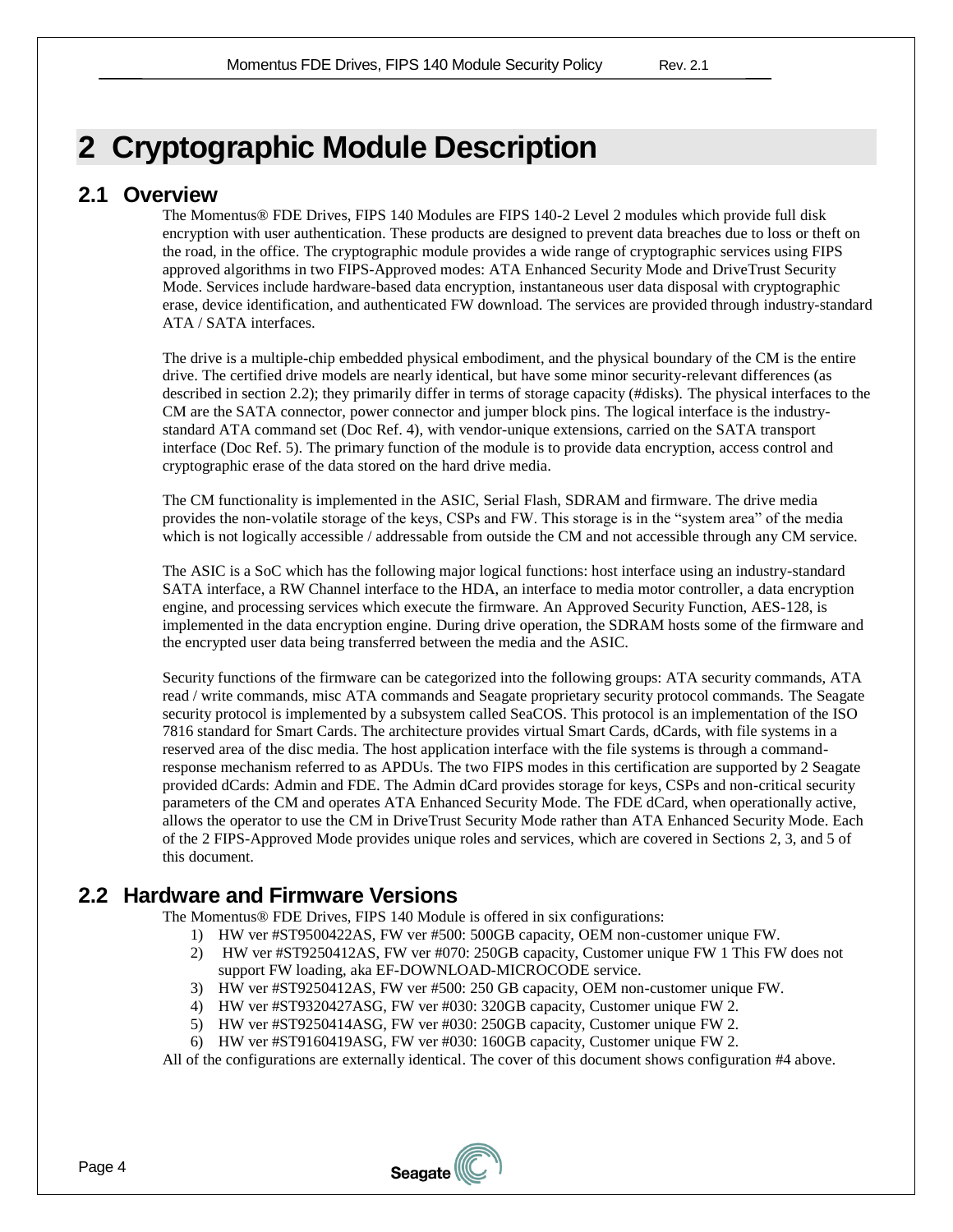# 2 Cryptographic Module Description

## 2.1 Overview

The Momentus® FDE Drives, FIPS 140 Modules are FIPS 140-2 Level 2 modules which provide full disk encryption with user authentication. These products are designed to prevent data breaches due to loss or theft on the road, in the office. The cryptographic module provides a wide range of cryptographic services using FIPS approved algorithms in two FIPS-Approved modes: ATA Enhanced Security Mode and DriveTrust Security Mode. Services include hardware-based data encryption, instantaneous user data disposal with cryptographic erase, device identification, and authenticated FW download. The services are provided through industry-standard ATA / SATA interfaces.

The drive is a multiple-chip embedded physical embodiment, and the physical boundary of the CM is the entire drive. The certified drive models are nearly identical, but have some minor security-relevant differences (as described in section 2.2); they primarily differ in terms of storage capacity (#disks). The physical interfaces to the CM are the SATA connector, power connector and jumper block pins. The logical interface is the industry-standard ATA command set (Doc Ref. 4), with vendor-unique extensions, carried on the SATA transport interface (Doc Ref. 5). The primary function of the module is to provide data encryption, access control and cryptographic erase of the data stored on the hard drive media.

The CM functionality is implemented in the ASIC, Serial Flash, SDRAM and firmware. The drive media provides the non-volatile storage of the keys, CSPs and FW. This storage is in the "system area" of the media which is not logically accessible / addressable from outside the CM and not accessible through any CM service.

The ASIC is a SoC which has the following major logical functions: host interface using an industry-standard SATA interface, a RW Channel interface to the HDA, an interface to media motor controller, a data encryption engine, and processing services which execute the firmware. An Approved Security Function, AES-128, is implemented in the data encryption engine. During drive operation, the SDRAM hosts some of the firmware and the encrypted user data being transferred between the media and the ASIC.

Security functions of the firmware can be categorized into the following groups: ATA security commands, ATA read / write commands, misc ATA commands and Seagate proprietary security protocol commands. The Seagate security protocol is implemented by a subsystem called SeaCOS. This protocol is an implementation of the ISO 7816 standard for Smart Cards. The architecture provides virtual Smart Cards, dCards, with file systems in a reserved area of the disc media. The host application interface with the file systems is through a command-response mechanism referred to as APDUs. The two FIPS modes in this certification are supported by 2 Seagate provided dCards: Admin and FDE. The Admin dCard provides storage for keys, CSPs and non-critical security parameters of the CM and operates ATA Enhanced Security Mode. The FDE dCard, when operationally active, allows the operator to use the CM in DriveTrust Security Mode rather than ATA Enhanced Security Mode. Each of the 2 FIPS-Approved Mode provides unique roles and services, which are covered in Sections 2, 3, and 5 of this document.

## 2.2 Hardware and Firmware Versions

The Momentus® FDE Drives, FIPS 140 Module is offered in six configurations:

1) HW ver #ST9500422AS, FW ver #500: 500GB capacity, OEM non-customer unique FW.
2) HW ver #ST9250412AS, FW ver #070: 250GB capacity, Customer unique FW 1 This FW does not support FW loading, aka EF-DOWNLOAD-MICROCODE service.
3) HW ver #ST9250412AS, FW ver #500: 250 GB capacity, OEM non-customer unique FW.
4) HW ver #ST9320427ASG, FW ver #030: 320GB capacity, Customer unique FW 2.
5) HW ver #ST9250414ASG, FW ver #030: 250GB capacity, Customer unique FW 2.
6) HW ver #ST9160419ASG, FW ver #030: 160GB capacity, Customer unique FW 2.

All of the configurations are externally identical. The cover of this document shows configuration #4 above.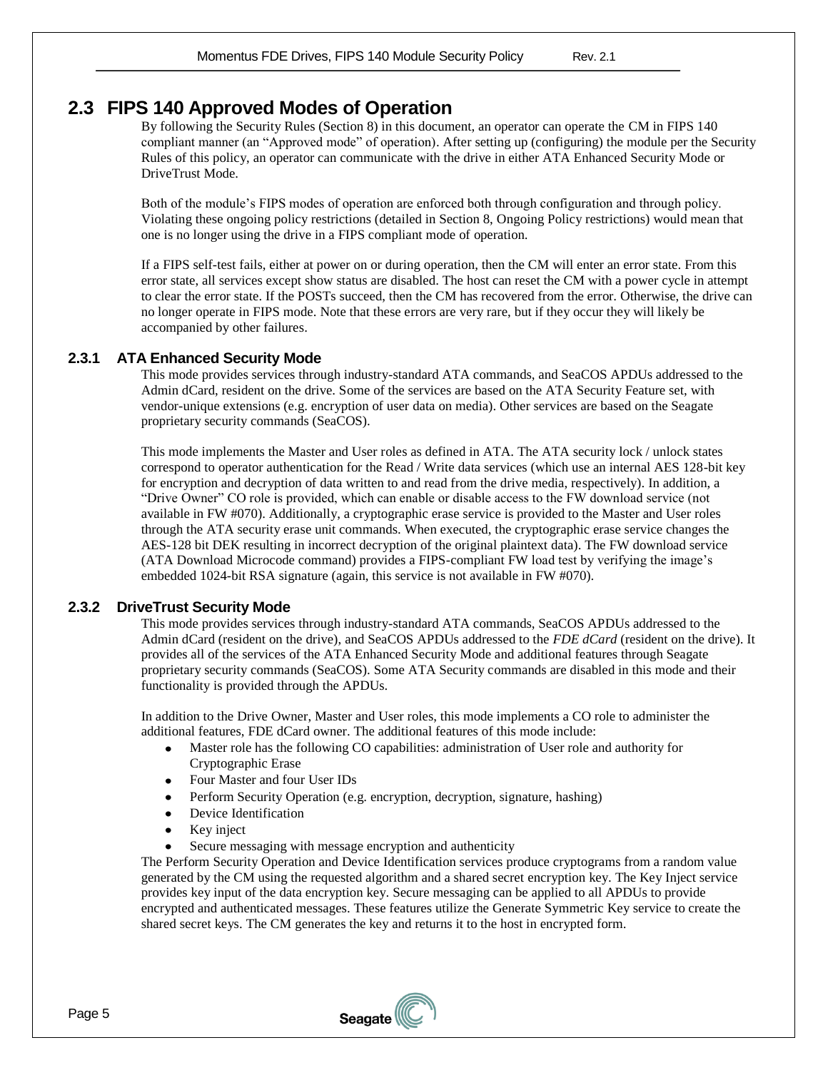## 2.3 FIPS 140 Approved Modes of Operation

By following the Security Rules (Section 8) in this document, an operator can operate the CM in FIPS 140 compliant manner (an "Approved mode" of operation). After setting up (configuring) the module per the Security Rules of this policy, an operator can communicate with the drive in either ATA Enhanced Security Mode or DriveTrust Mode.

Both of the module's FIPS modes of operation are enforced both through configuration and through policy. Violating these ongoing policy restrictions (detailed in Section 8, Ongoing Policy restrictions) would mean that one is no longer using the drive in a FIPS compliant mode of operation.

If a FIPS self-test fails, either at power on or during operation, then the CM will enter an error state. From this error state, all services except show status are disabled. The host can reset the CM with a power cycle in attempt to clear the error state. If the POSTs succeed, then the CM has recovered from the error. Otherwise, the drive can no longer operate in FIPS mode. Note that these errors are very rare, but if they occur they will likely be accompanied by other failures.

### 2.3.1 ATA Enhanced Security Mode

This mode provides services through industry-standard ATA commands, and SeaCOS APDUs addressed to the Admin dCard, resident on the drive. Some of the services are based on the ATA Security Feature set, with vendor-unique extensions (e.g. encryption of user data on media). Other services are based on the Seagate proprietary security commands (SeaCOS).

This mode implements the Master and User roles as defined in ATA. The ATA security lock / unlock states correspond to operator authentication for the Read / Write data services (which use an internal AES 128-bit key for encryption and decryption of data written to and read from the drive media, respectively). In addition, a "Drive Owner" CO role is provided, which can enable or disable access to the FW download service (not available in FW #070). Additionally, a cryptographic erase service is provided to the Master and User roles through the ATA security erase unit commands. When executed, the cryptographic erase service changes the AES-128 bit DEK resulting in incorrect decryption of the original plaintext data). The FW download service (ATA Download Microcode command) provides a FIPS-compliant FW load test by verifying the image's embedded 1024-bit RSA signature (again, this service is not available in FW #070).

### 2.3.2 DriveTrust Security Mode

This mode provides services through industry-standard ATA commands, SeaCOS APDUs addressed to the Admin dCard (resident on the drive), and SeaCOS APDUs addressed to the *FDE dCard* (resident on the drive). It provides all of the services of the ATA Enhanced Security Mode and additional features through Seagate proprietary security commands (SeaCOS). Some ATA Security commands are disabled in this mode and their functionality is provided through the APDUs.

In addition to the Drive Owner, Master and User roles, this mode implements a CO role to administer the additional features, FDE dCard owner. The additional features of this mode include:

- Master role has the following CO capabilities: administration of User role and authority for Cryptographic Erase
- Four Master and four User IDs
- Perform Security Operation (e.g. encryption, decryption, signature, hashing)
- Device Identification
- Key inject
- Secure messaging with message encryption and authenticity

The Perform Security Operation and Device Identification services produce cryptograms from a random value generated by the CM using the requested algorithm and a shared secret encryption key. The Key Inject service provides key input of the data encryption key. Secure messaging can be applied to all APDUs to provide encrypted and authenticated messages. These features utilize the Generate Symmetric Key service to create the shared secret keys. The CM generates the key and returns it to the host in encrypted form.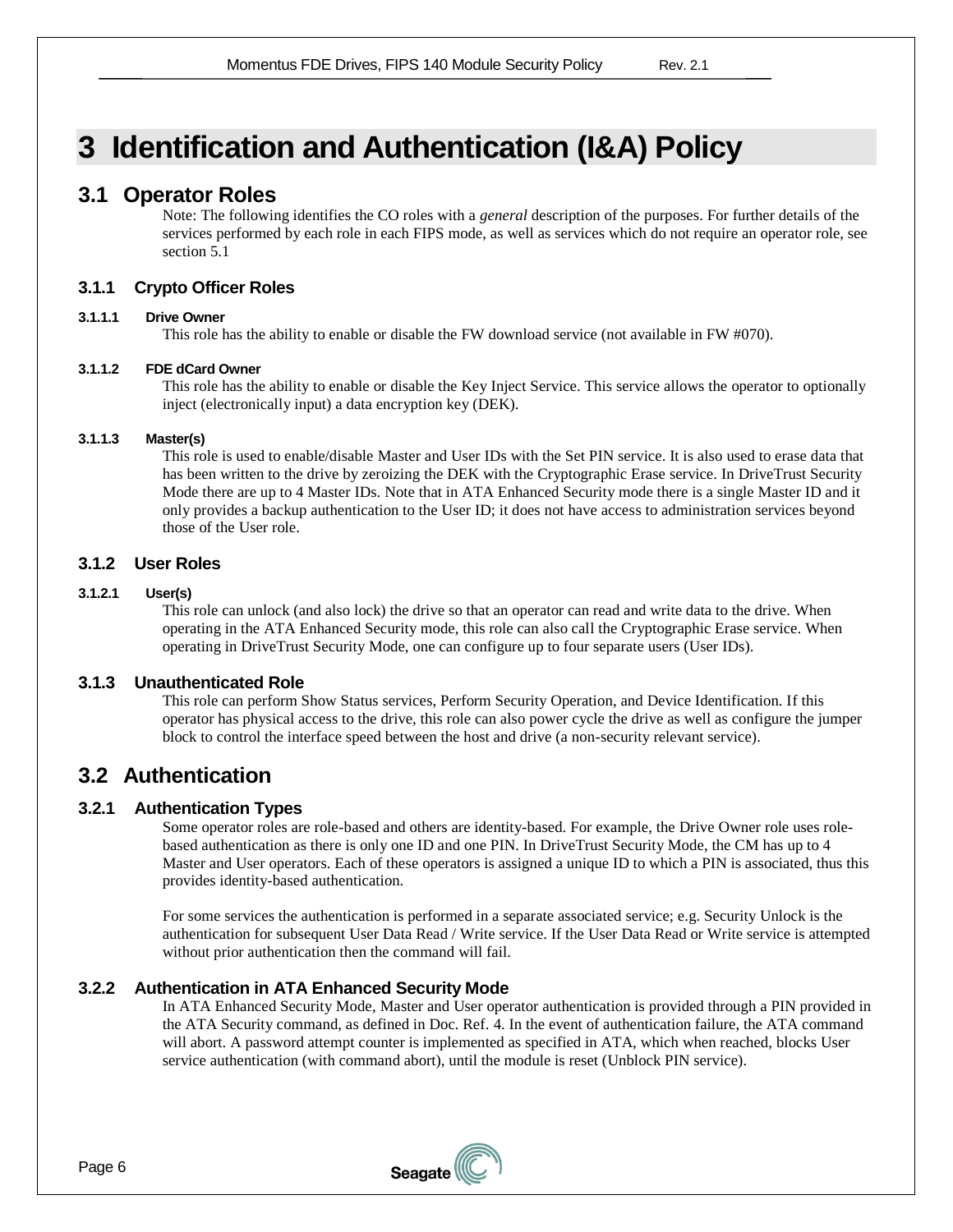# 3 Identification and Authentication (I&A) Policy

## 3.1 Operator Roles

Note: The following identifies the CO roles with a *general* description of the purposes. For further details of the services performed by each role in each FIPS mode, as well as services which do not require an operator role, see section 5.1

### 3.1.1 Crypto Officer Roles

#### 3.1.1.1 Drive Owner

This role has the ability to enable or disable the FW download service (not available in FW #070).

#### 3.1.1.2 FDE dCard Owner

This role has the ability to enable or disable the Key Inject Service. This service allows the operator to optionally inject (electronically input) a data encryption key (DEK).

#### 3.1.1.3 Master(s)

This role is used to enable/disable Master and User IDs with the Set PIN service. It is also used to erase data that has been written to the drive by zeroizing the DEK with the Cryptographic Erase service. In DriveTrust Security Mode there are up to 4 Master IDs. Note that in ATA Enhanced Security mode there is a single Master ID and it only provides a backup authentication to the User ID; it does not have access to administration services beyond those of the User role.

### 3.1.2 User Roles

#### 3.1.2.1 User(s)

This role can unlock (and also lock) the drive so that an operator can read and write data to the drive. When operating in the ATA Enhanced Security mode, this role can also call the Cryptographic Erase service. When operating in DriveTrust Security Mode, one can configure up to four separate users (User IDs).

### 3.1.3 Unauthenticated Role

This role can perform Show Status services, Perform Security Operation, and Device Identification. If this operator has physical access to the drive, this role can also power cycle the drive as well as configure the jumper block to control the interface speed between the host and drive (a non-security relevant service).

## 3.2 Authentication

### 3.2.1 Authentication Types

Some operator roles are role-based and others are identity-based. For example, the Drive Owner role uses role-based authentication as there is only one ID and one PIN. In DriveTrust Security Mode, the CM has up to 4 Master and User operators. Each of these operators is assigned a unique ID to which a PIN is associated, thus this provides identity-based authentication.

For some services the authentication is performed in a separate associated service; e.g. Security Unlock is the authentication for subsequent User Data Read / Write service. If the User Data Read or Write service is attempted without prior authentication then the command will fail.

### 3.2.2 Authentication in ATA Enhanced Security Mode

In ATA Enhanced Security Mode, Master and User operator authentication is provided through a PIN provided in the ATA Security command, as defined in Doc. Ref. 4. In the event of authentication failure, the ATA command will abort. A password attempt counter is implemented as specified in ATA, which when reached, blocks User service authentication (with command abort), until the module is reset (Unblock PIN service).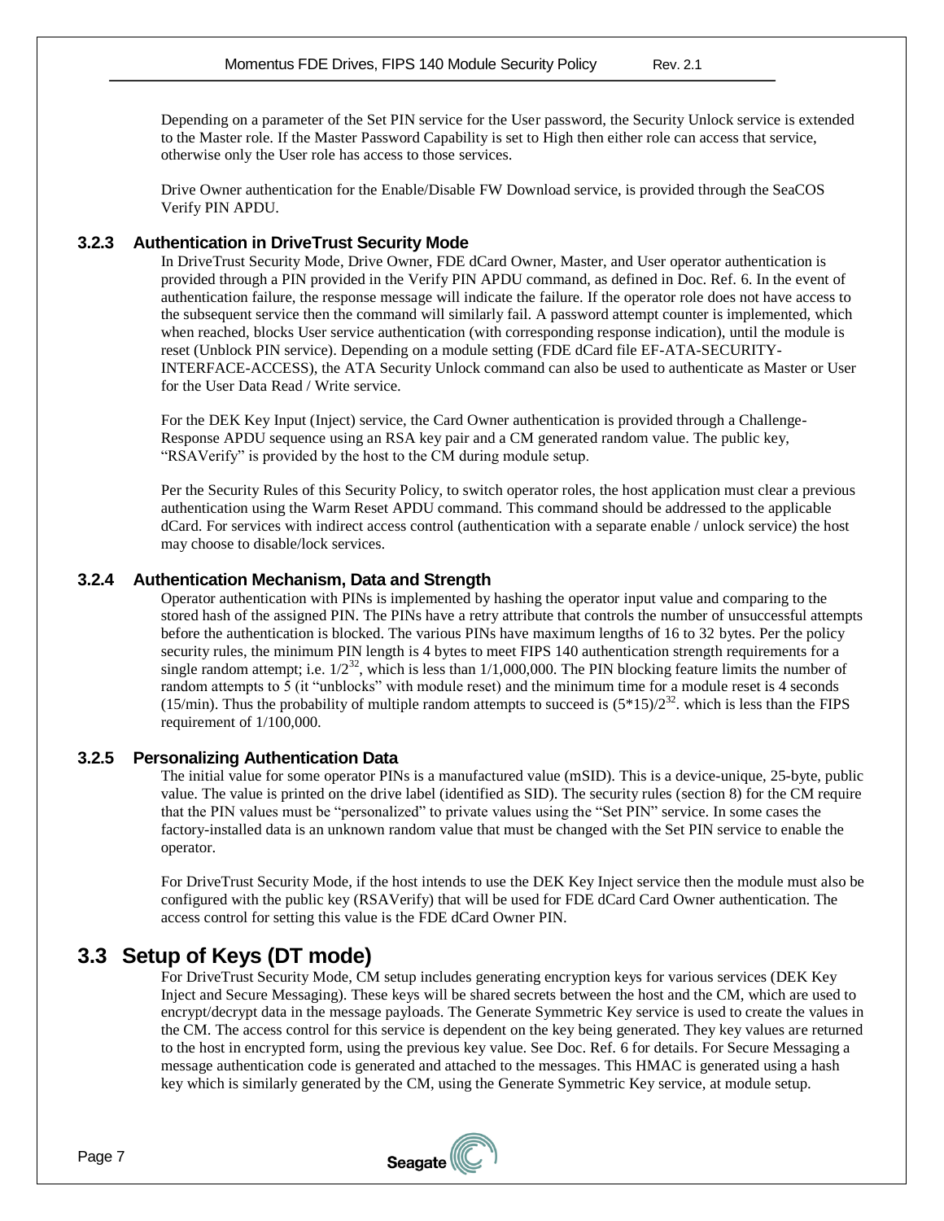Depending on a parameter of the Set PIN service for the User password, the Security Unlock service is extended to the Master role. If the Master Password Capability is set to High then either role can access that service, otherwise only the User role has access to those services.

Drive Owner authentication for the Enable/Disable FW Download service, is provided through the SeaCOS Verify PIN APDU.

### 3.2.3 Authentication in DriveTrust Security Mode

In DriveTrust Security Mode, Drive Owner, FDE dCard Owner, Master, and User operator authentication is provided through a PIN provided in the Verify PIN APDU command, as defined in Doc. Ref. 6. In the event of authentication failure, the response message will indicate the failure. If the operator role does not have access to the subsequent service then the command will similarly fail. A password attempt counter is implemented, which when reached, blocks User service authentication (with corresponding response indication), until the module is reset (Unblock PIN service). Depending on a module setting (FDE dCard file EF-ATA-SECURITY-INTERFACE-ACCESS), the ATA Security Unlock command can also be used to authenticate as Master or User for the User Data Read / Write service.

For the DEK Key Input (Inject) service, the Card Owner authentication is provided through a Challenge-Response APDU sequence using an RSA key pair and a CM generated random value. The public key, "RSAVerify" is provided by the host to the CM during module setup.

Per the Security Rules of this Security Policy, to switch operator roles, the host application must clear a previous authentication using the Warm Reset APDU command. This command should be addressed to the applicable dCard. For services with indirect access control (authentication with a separate enable / unlock service) the host may choose to disable/lock services.

### 3.2.4 Authentication Mechanism, Data and Strength

Operator authentication with PINs is implemented by hashing the operator input value and comparing to the stored hash of the assigned PIN. The PINs have a retry attribute that controls the number of unsuccessful attempts before the authentication is blocked. The various PINs have maximum lengths of 16 to 32 bytes. Per the policy security rules, the minimum PIN length is 4 bytes to meet FIPS 140 authentication strength requirements for a single random attempt; i.e. $1/2^{32}$, which is less than 1/1,000,000. The PIN blocking feature limits the number of random attempts to 5 (it "unblocks" with module reset) and the minimum time for a module reset is 4 seconds (15/min). Thus the probability of multiple random attempts to succeed is $(5*15)/2^{32}$. which is less than the FIPS requirement of 1/100,000.

### 3.2.5 Personalizing Authentication Data

The initial value for some operator PINs is a manufactured value (mSID). This is a device-unique, 25-byte, public value. The value is printed on the drive label (identified as SID). The security rules (section 8) for the CM require that the PIN values must be "personalized" to private values using the "Set PIN" service. In some cases the factory-installed data is an unknown random value that must be changed with the Set PIN service to enable the operator.

For DriveTrust Security Mode, if the host intends to use the DEK Key Inject service then the module must also be configured with the public key (RSAVerify) that will be used for FDE dCard Card Owner authentication. The access control for setting this value is the FDE dCard Owner PIN.

## 3.3 Setup of Keys (DT mode)

For DriveTrust Security Mode, CM setup includes generating encryption keys for various services (DEK Key Inject and Secure Messaging). These keys will be shared secrets between the host and the CM, which are used to encrypt/decrypt data in the message payloads. The Generate Symmetric Key service is used to create the values in the CM. The access control for this service is dependent on the key being generated. They key values are returned to the host in encrypted form, using the previous key value. See Doc. Ref. 6 for details. For Secure Messaging a message authentication code is generated and attached to the messages. This HMAC is generated using a hash key which is similarly generated by the CM, using the Generate Symmetric Key service, at module setup.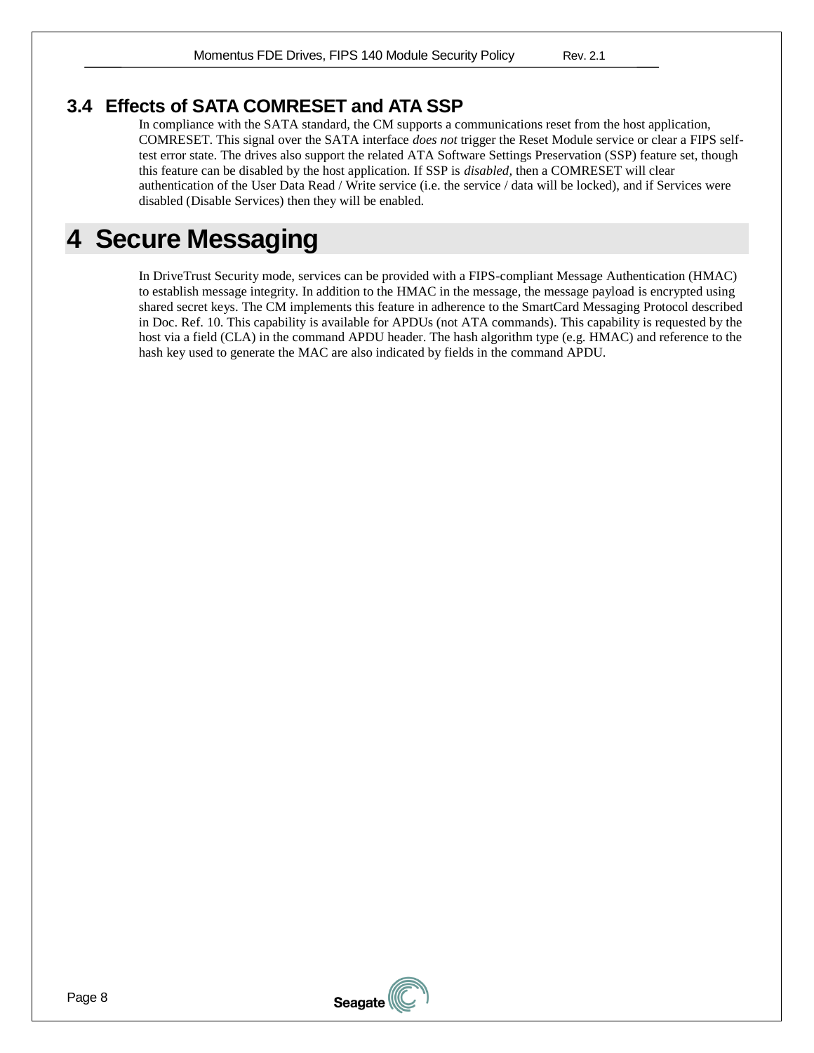### 3.4 Effects of SATA COMRESET and ATA SSP

In compliance with the SATA standard, the CM supports a communications reset from the host application, COMRESET. This signal over the SATA interface *does not* trigger the Reset Module service or clear a FIPS self-test error state. The drives also support the related ATA Software Settings Preservation (SSP) feature set, though this feature can be disabled by the host application. If SSP is *disabled*, then a COMRESET will clear authentication of the User Data Read / Write service (i.e. the service / data will be locked), and if Services were disabled (Disable Services) then they will be enabled.

# 4 Secure Messaging

In DriveTrust Security mode, services can be provided with a FIPS-compliant Message Authentication (HMAC) to establish message integrity. In addition to the HMAC in the message, the message payload is encrypted using shared secret keys. The CM implements this feature in adherence to the SmartCard Messaging Protocol described in Doc. Ref. 10. This capability is available for APDUs (not ATA commands). This capability is requested by the host via a field (CLA) in the command APDU header. The hash algorithm type (e.g. HMAC) and reference to the hash key used to generate the MAC are also indicated by fields in the command APDU.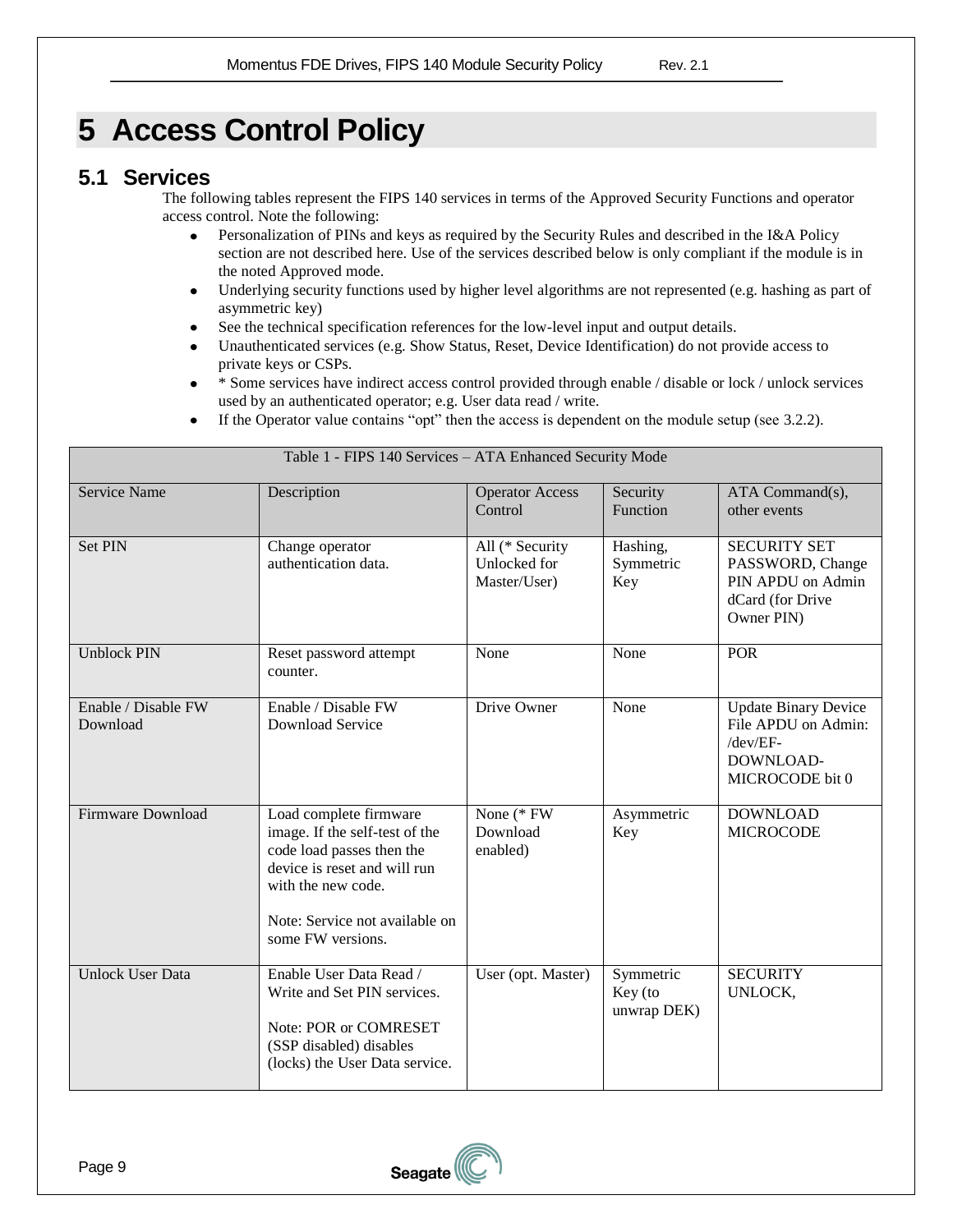# 5 Access Control Policy

## 5.1 Services

The following tables represent the FIPS 140 services in terms of the Approved Security Functions and operator access control. Note the following:

- Personalization of PINs and keys as required by the Security Rules and described in the I&A Policy section are not described here. Use of the services described below is only compliant if the module is in the noted Approved mode.
- Underlying security functions used by higher level algorithms are not represented (e.g. hashing as part of asymmetric key)
- See the technical specification references for the low-level input and output details.
- Unauthenticated services (e.g. Show Status, Reset, Device Identification) do not provide access to private keys or CSPs.
- \* Some services have indirect access control provided through enable / disable or lock / unlock services used by an authenticated operator; e.g. User data read / write.
- If the Operator value contains "opt" then the access is dependent on the module setup (see 3.2.2).

Table 1 - FIPS 140 Services – ATA Enhanced Security Mode

| Service Name | Description | Operator Access Control | Security Function | ATA Command(s), other events |
|---|---|---|---|---|
| Set PIN | Change operator authentication data. | All (* Security Unlocked for Master/User) | Hashing, Symmetric Key | SECURITY SET PASSWORD, Change PIN APDU on Admin dCard (for Drive Owner PIN) |
| Unblock PIN | Reset password attempt counter. | None | None | POR |
| Enable / Disable FW Download | Enable / Disable FW Download Service | Drive Owner | None | Update Binary Device File APDU on Admin: /dev/EF-DOWNLOAD-MICROCODE bit 0 |
| Firmware Download | Load complete firmware image. If the self-test of the code load passes then the device is reset and will run with the new code.<br><br>Note: Service not available on some FW versions. | None (* FW Download enabled) | Asymmetric Key | DOWNLOAD MICROCODE |
| Unlock User Data | Enable User Data Read / Write and Set PIN services.<br><br>Note: POR or COMRESET (SSP disabled) disables (locks) the User Data service. | User (opt. Master) | Symmetric Key (to unwrap DEK) | SECURITY UNLOCK, |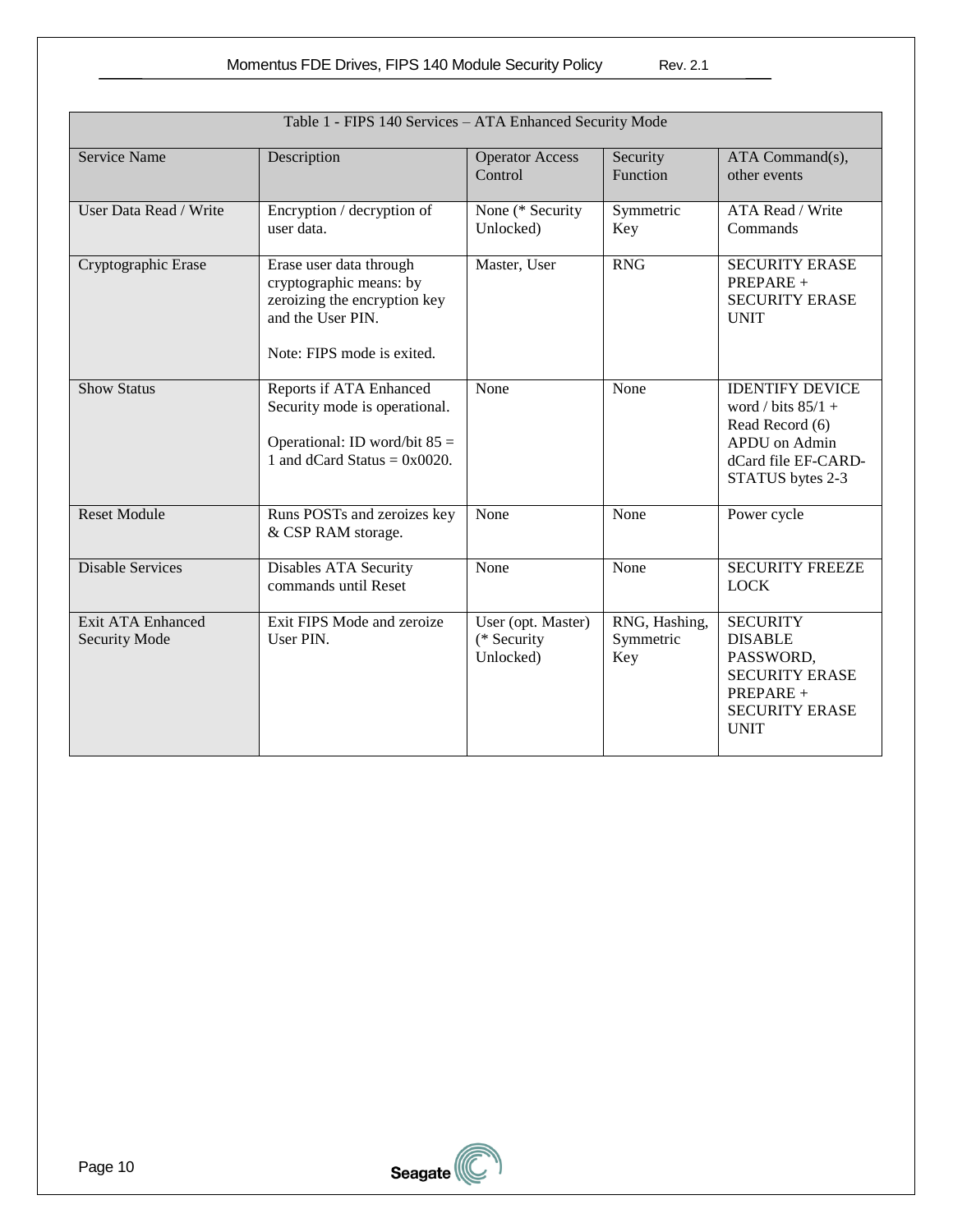| Table 1 - FIPS 140 Services – ATA Enhanced Security Mode | | | | |
|---|---|---|---|---|
| Service Name | Description | Operator Access Control | Security Function | ATA Command(s), other events |
| User Data Read / Write | Encryption / decryption of user data. | None (* Security Unlocked) | Symmetric Key | ATA Read / Write Commands |
| Cryptographic Erase | Erase user data through cryptographic means: by zeroizing the encryption key and the User PIN.<br><br>Note: FIPS mode is exited. | Master, User | RNG | SECURITY ERASE PREPARE + SECURITY ERASE UNIT |
| Show Status | Reports if ATA Enhanced Security mode is operational.<br><br>Operational: ID word/bit 85 = 1 and dCard Status = 0x0020. | None | None | IDENTIFY DEVICE word / bits 85/1 + Read Record (6) APDU on Admin dCard file EF-CARD-STATUS bytes 2-3 |
| Reset Module | Runs POSTs and zeroizes key & CSP RAM storage. | None | None | Power cycle |
| Disable Services | Disables ATA Security commands until Reset | None | None | SECURITY FREEZE LOCK |
| Exit ATA Enhanced Security Mode | Exit FIPS Mode and zeroize User PIN. | User (opt. Master) (* Security Unlocked) | RNG, Hashing, Symmetric Key | SECURITY DISABLE PASSWORD, SECURITY ERASE PREPARE + SECURITY ERASE UNIT |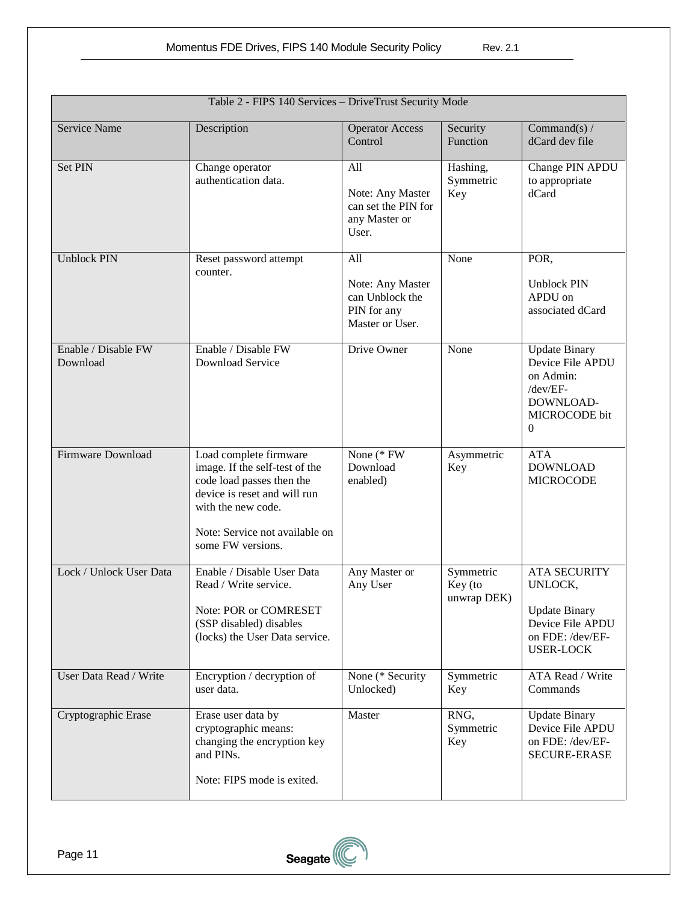| Table 2 - FIPS 140 Services – DriveTrust Security Mode | | | | |
|---|---|---|---|---|
| Service Name | Description | Operator Access Control | Security Function | Command(s) / dCard dev file |
| Set PIN | Change operator authentication data. | All<br><br>Note: Any Master can set the PIN for any Master or User. | Hashing, Symmetric Key | Change PIN APDU to appropriate dCard |
| Unblock PIN | Reset password attempt counter. | All<br><br>Note: Any Master can Unblock the PIN for any Master or User. | None | POR,<br><br>Unblock PIN APDU on associated dCard |
| Enable / Disable FW Download | Enable / Disable FW Download Service | Drive Owner | None | Update Binary Device File APDU on Admin: /dev/EF-DOWNLOAD-MICROCODE bit 0 |
| Firmware Download | Load complete firmware image. If the self-test of the code load passes then the device is reset and will run with the new code.<br><br>Note: Service not available on some FW versions. | None (* FW Download enabled) | Asymmetric Key | ATA DOWNLOAD MICROCODE |
| Lock / Unlock User Data | Enable / Disable User Data Read / Write service.<br><br>Note: POR or COMRESET (SSP disabled) disables (locks) the User Data service. | Any Master or Any User | Symmetric Key (to unwrap DEK) | ATA SECURITY UNLOCK,<br><br>Update Binary Device File APDU on FDE: /dev/EF-USER-LOCK |
| User Data Read / Write | Encryption / decryption of user data. | None (* Security Unlocked) | Symmetric Key | ATA Read / Write Commands |
| Cryptographic Erase | Erase user data by cryptographic means: changing the encryption key and PINs.<br><br>Note: FIPS mode is exited. | Master | RNG, Symmetric Key | Update Binary Device File APDU on FDE: /dev/EF-SECURE-ERASE |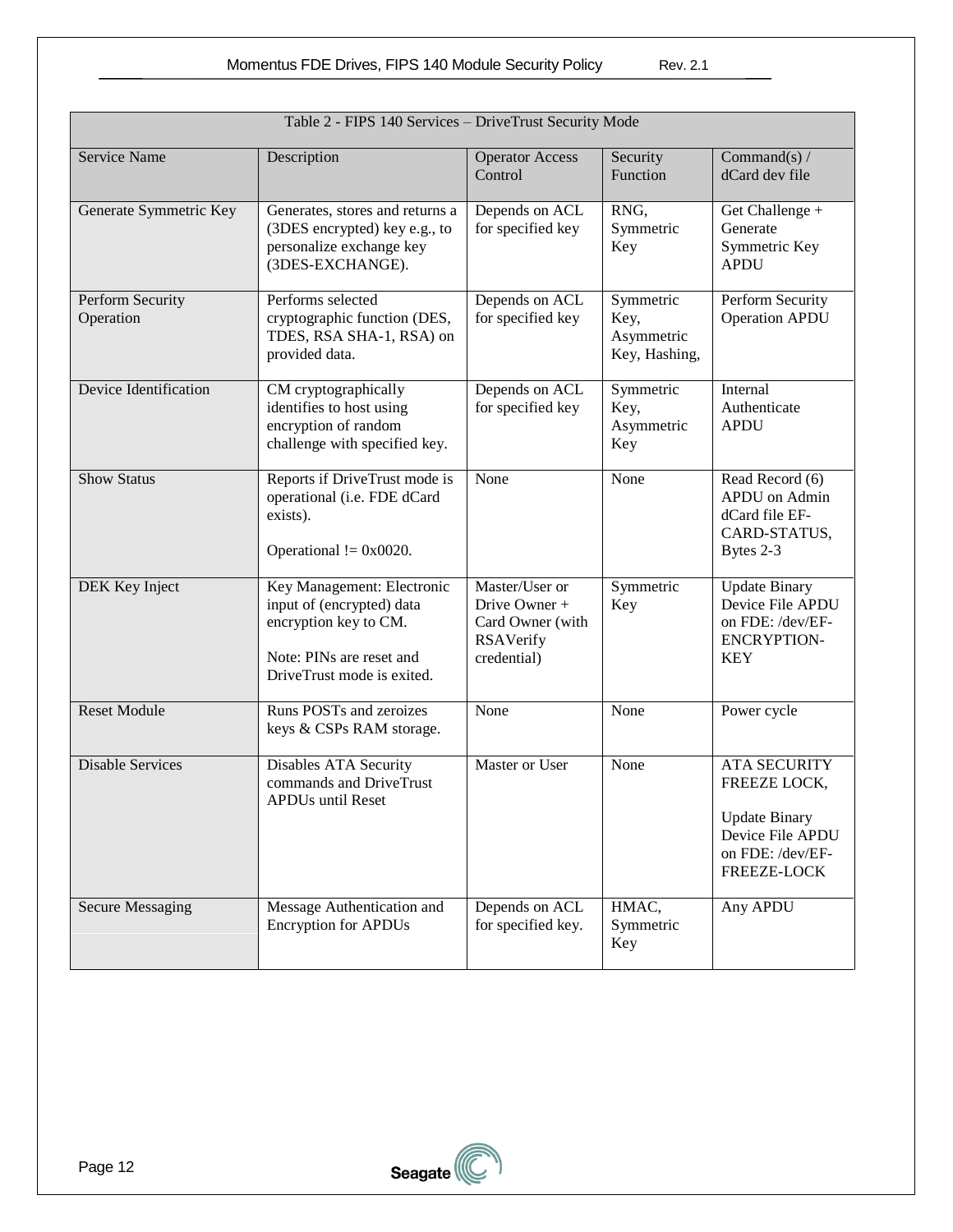| Table 2 - FIPS 140 Services – DriveTrust Security Mode | | | | |
|---|---|---|---|---|
| Service Name | Description | Operator Access Control | Security Function | Command(s) / dCard dev file |
| Generate Symmetric Key | Generates, stores and returns a (3DES encrypted) key e.g., to personalize exchange key (3DES-EXCHANGE). | Depends on ACL for specified key | RNG, Symmetric Key | Get Challenge + Generate Symmetric Key APDU |
| Perform Security Operation | Performs selected cryptographic function (DES, TDES, RSA SHA-1, RSA) on provided data. | Depends on ACL for specified key | Symmetric Key, Asymmetric Key, Hashing, | Perform Security Operation APDU |
| Device Identification | CM cryptographically identifies to host using encryption of random challenge with specified key. | Depends on ACL for specified key | Symmetric Key, Asymmetric Key | Internal Authenticate APDU |
| Show Status | Reports if DriveTrust mode is operational (i.e. FDE dCard exists).<br><br>Operational != 0x0020. | None | None | Read Record (6) APDU on Admin dCard file EF-CARD-STATUS, Bytes 2-3 |
| DEK Key Inject | Key Management: Electronic input of (encrypted) data encryption key to CM.<br><br>Note: PINs are reset and DriveTrust mode is exited. | Master/User or Drive Owner + Card Owner (with RSAVerify credential) | Symmetric Key | Update Binary Device File APDU on FDE: /dev/EF-ENCRYPTION-KEY |
| Reset Module | Runs POSTs and zeroizes keys & CSPs RAM storage. | None | None | Power cycle |
| Disable Services | Disables ATA Security commands and DriveTrust APDUs until Reset | Master or User | None | ATA SECURITY FREEZE LOCK,<br><br>Update Binary Device File APDU on FDE: /dev/EF-FREEZE-LOCK |
| Secure Messaging | Message Authentication and Encryption for APDUs | Depends on ACL for specified key. | HMAC, Symmetric Key | Any APDU |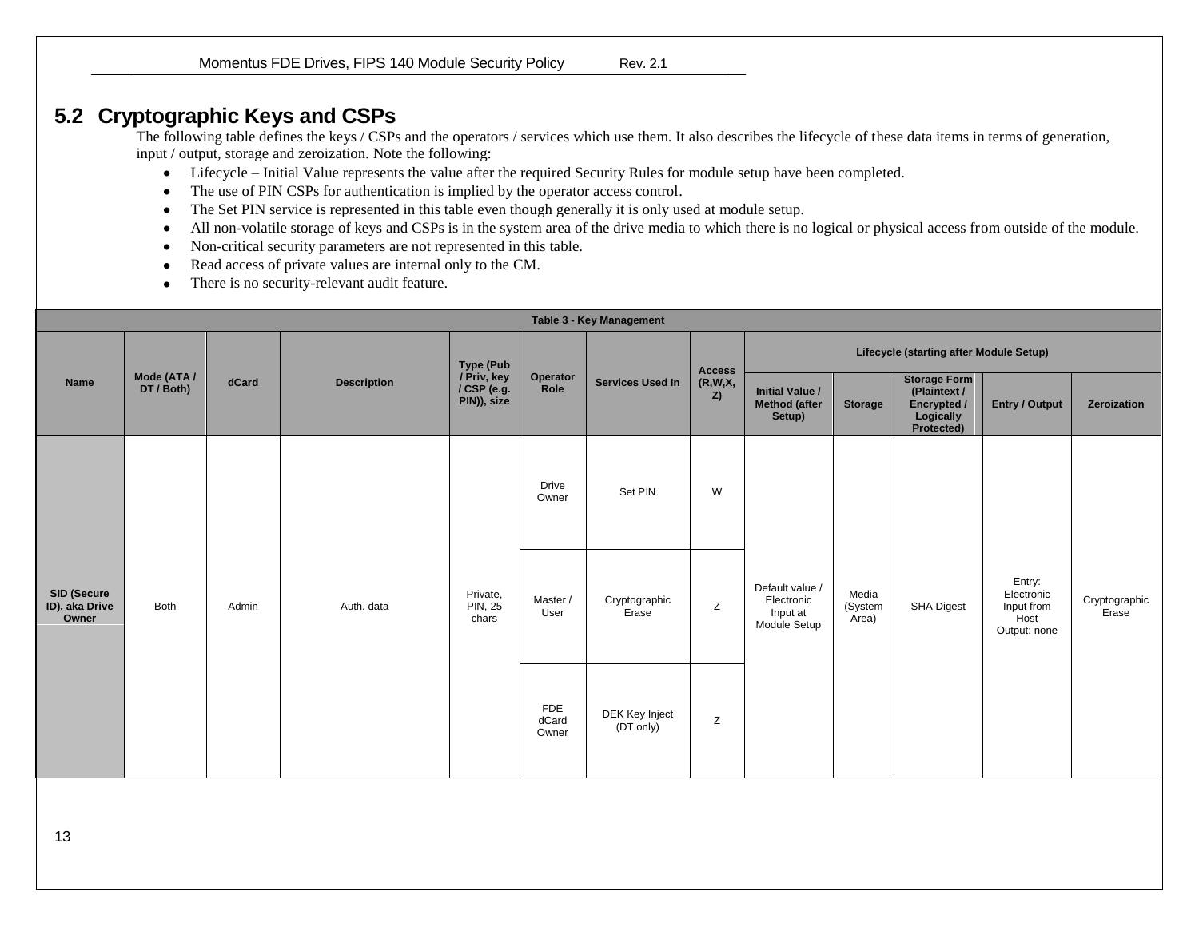## 5.2 Cryptographic Keys and CSPs

The following table defines the keys / CSPs and the operators / services which use them. It also describes the lifecycle of these data items in terms of generation, input / output, storage and zeroization. Note the following:

- Lifecycle – Initial Value represents the value after the required Security Rules for module setup have been completed.
- The use of PIN CSPs for authentication is implied by the operator access control.
- The Set PIN service is represented in this table even though generally it is only used at module setup.
- All non-volatile storage of keys and CSPs is in the system area of the drive media to which there is no logical or physical access from outside of the module.
- Non-critical security parameters are not represented in this table.
- Read access of private values are internal only to the CM.
- There is no security-relevant audit feature.

**Table 3 - Key Management**

| Name | Mode (ATA / DT / Both) | dCard | Description | Type (Pub / Priv, key / CSP (e.g. PIN)), size | Operator Role | Services Used In | Access (R,W,X, Z) | Lifecycle (starting after Module Setup) | | | | |
|---|---|---|---|---|---|---|---|---|---|---|---|---|
| | | | | | | | | Initial Value / Method (after Setup) | Storage | Storage Form (Plaintext / Encrypted / Logically Protected) | Entry / Output | Zeroization |
| SID (Secure ID), aka Drive Owner | Both | Admin | Auth. data | Private, PIN, 25 chars | Drive Owner | Set PIN | W | Default value / Electronic Input at Module Setup | Media (System Area) | SHA Digest | Entry: Electronic Input from Host Output: none | Cryptographic Erase |
| | | | | | Master / User | Cryptographic Erase | Z | | | | | |
| | | | | | FDE dCard Owner | DEK Key Inject (DT only) | Z | | | | | |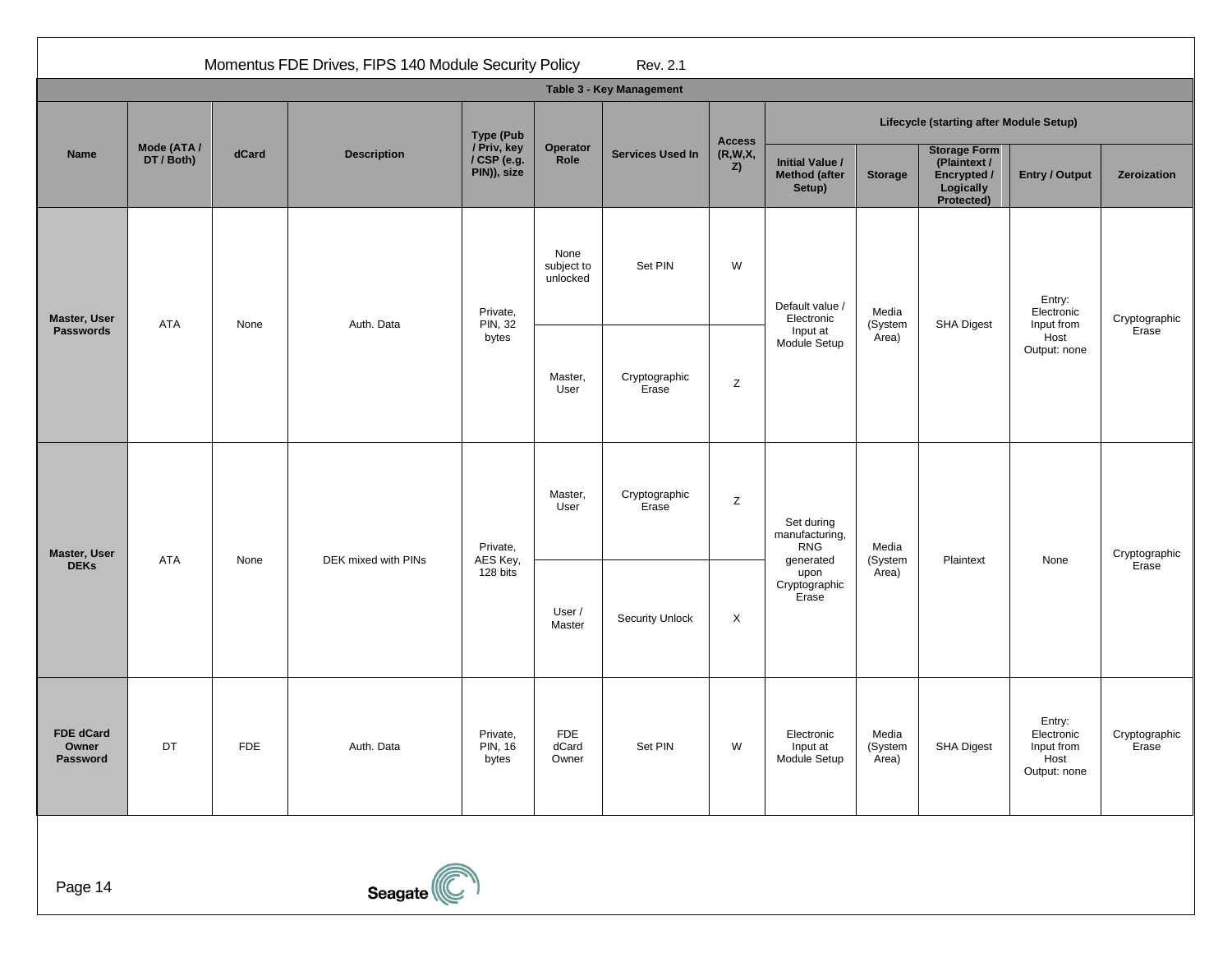**Table 3 - Key Management**

| Name | Mode (ATA / DT / Both) | dCard | Description | Type (Pub / Priv, key / CSP (e.g. PIN)), size | Operator Role | Services Used In | Access (R,W,X, Z) | Lifecycle (starting after Module Setup) | | | | |
|---|---|---|---|---|---|---|---|---|---|---|---|---|
| | | | | | | | | Initial Value / Method (after Setup) | Storage | Storage Form (Plaintext / Encrypted / Logically Protected) | Entry / Output | Zeroization |
| **Master, User Passwords** | ATA | None | Auth. Data | Private, PIN, 32 bytes | None subject to unlocked | Set PIN | W | Default value / Electronic Input at Module Setup | Media (System Area) | SHA Digest | Entry: Electronic Input from Host Output: none | Cryptographic Erase |
| | | | | | Master, User | Cryptographic Erase | Z | | | | | |
| **Master, User DEKs** | ATA | None | DEK mixed with PINs | Private, AES Key, 128 bits | Master, User | Cryptographic Erase | Z | Set during manufacturing, RNG generated upon Cryptographic Erase | Media (System Area) | Plaintext | None | Cryptographic Erase |
| | | | | | User / Master | Security Unlock | X | | | | | |
| **FDE dCard Owner Password** | DT | FDE | Auth. Data | Private, PIN, 16 bytes | FDE dCard Owner | Set PIN | W | Electronic Input at Module Setup | Media (System Area) | SHA Digest | Entry: Electronic Input from Host Output: none | Cryptographic Erase |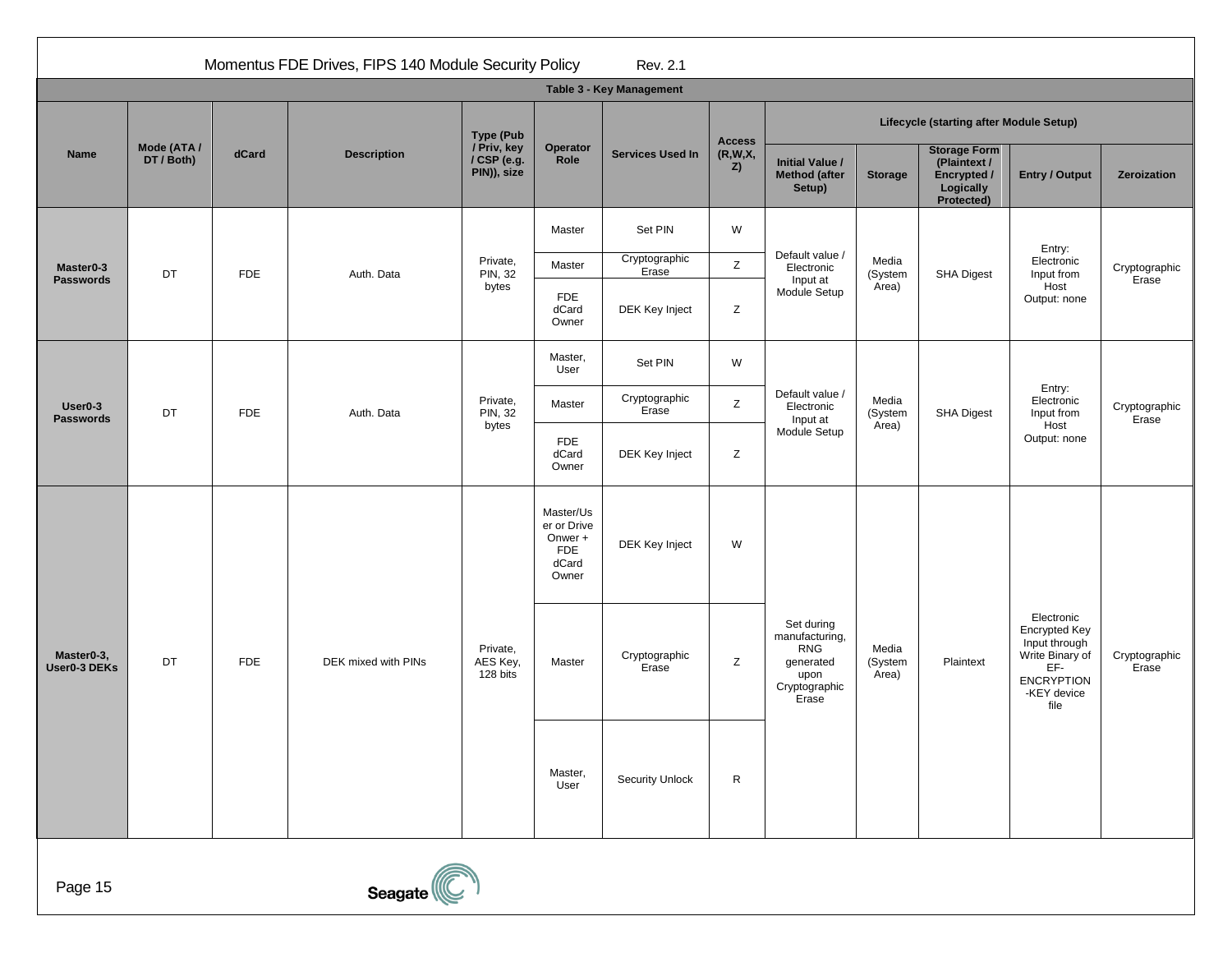**Table 3 - Key Management**

| Name | Mode (ATA / DT / Both) | dCard | Description | Type (Pub / Priv, key / CSP (e.g. PIN)), size | Operator Role | Services Used In | Access (R,W,X, Z) | Lifecycle (starting after Module Setup) | | | | |
|---|---|---|---|---|---|---|---|---|---|---|---|---|
| | | | | | | | | Initial Value / Method (after Setup) | Storage | Storage Form (Plaintext / Encrypted / Logically Protected) | Entry / Output | Zeroization |
| Master0-3 Passwords | DT | FDE | Auth. Data | Private, PIN, 32 bytes | Master | Set PIN | W | Default value / Electronic Input at Module Setup | Media (System Area) | SHA Digest | Entry: Electronic Input from Host Output: none | Cryptographic Erase |
| | | | | | Master | Cryptographic Erase | Z | | | | | |
| | | | | | FDE dCard Owner | DEK Key Inject | Z | | | | | |
| User0-3 Passwords | DT | FDE | Auth. Data | Private, PIN, 32 bytes | Master, User | Set PIN | W | Default value / Electronic Input at Module Setup | Media (System Area) | SHA Digest | Entry: Electronic Input from Host Output: none | Cryptographic Erase |
| | | | | | Master | Cryptographic Erase | Z | | | | | |
| | | | | | FDE dCard Owner | DEK Key Inject | Z | | | | | |
| Master0-3, User0-3 DEKs | DT | FDE | DEK mixed with PINs | Private, AES Key, 128 bits | Master/User or Drive Onwer + FDE dCard Owner | DEK Key Inject | W | Set during manufacturing, RNG generated upon Cryptographic Erase | Media (System Area) | Plaintext | Electronic Encrypted Key Input through Write Binary of EF-ENCRYPTION-KEY device file | Cryptographic Erase |
| | | | | | Master | Cryptographic Erase | Z | | | | | |
| | | | | | Master, User | Security Unlock | R | | | | | |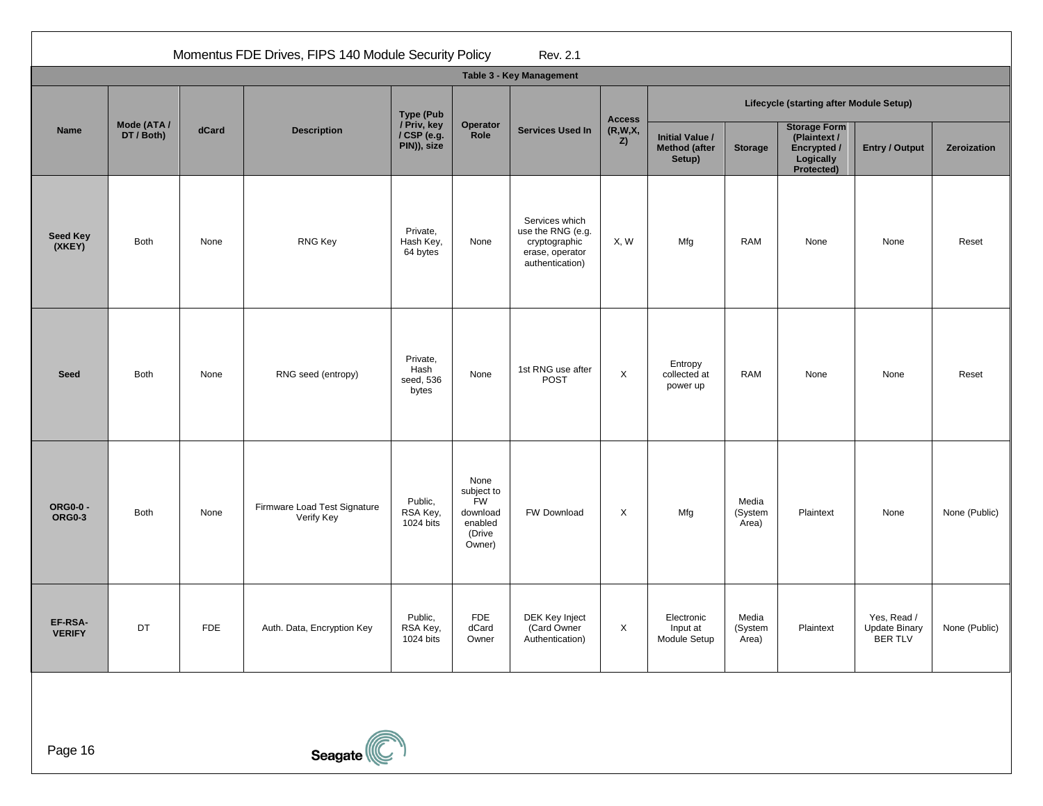**Table 3 - Key Management**

| Name | Mode (ATA / DT / Both) | dCard | Description | Type (Pub / Priv, key / CSP (e.g. PIN)), size | Operator Role | Services Used In | Access (R,W,X, Z) | Lifecycle (starting after Module Setup) | | | | |
|---|---|---|---|---|---|---|---|---|---|---|---|---|
| | | | | | | | | Initial Value / Method (after Setup) | Storage | Storage Form (Plaintext / Encrypted / Logically Protected) | Entry / Output | Zeroization |
| **Seed Key (XKEY)** | Both | None | RNG Key | Private, Hash Key, 64 bytes | None | Services which use the RNG (e.g. cryptographic erase, operator authentication) | X, W | Mfg | RAM | None | None | Reset |
| **Seed** | Both | None | RNG seed (entropy) | Private, Hash seed, 536 bytes | None | 1st RNG use after POST | X | Entropy collected at power up | RAM | None | None | Reset |
| **ORG0-0 - ORG0-3** | Both | None | Firmware Load Test Signature Verify Key | Public, RSA Key, 1024 bits | None subject to FW download enabled (Drive Owner) | FW Download | X | Mfg | Media (System Area) | Plaintext | None | None (Public) |
| **EF-RSA-VERIFY** | DT | FDE | Auth. Data, Encryption Key | Public, RSA Key, 1024 bits | FDE dCard Owner | DEK Key Inject (Card Owner Authentication) | X | Electronic Input at Module Setup | Media (System Area) | Plaintext | Yes, Read / Update Binary BER TLV | None (Public) |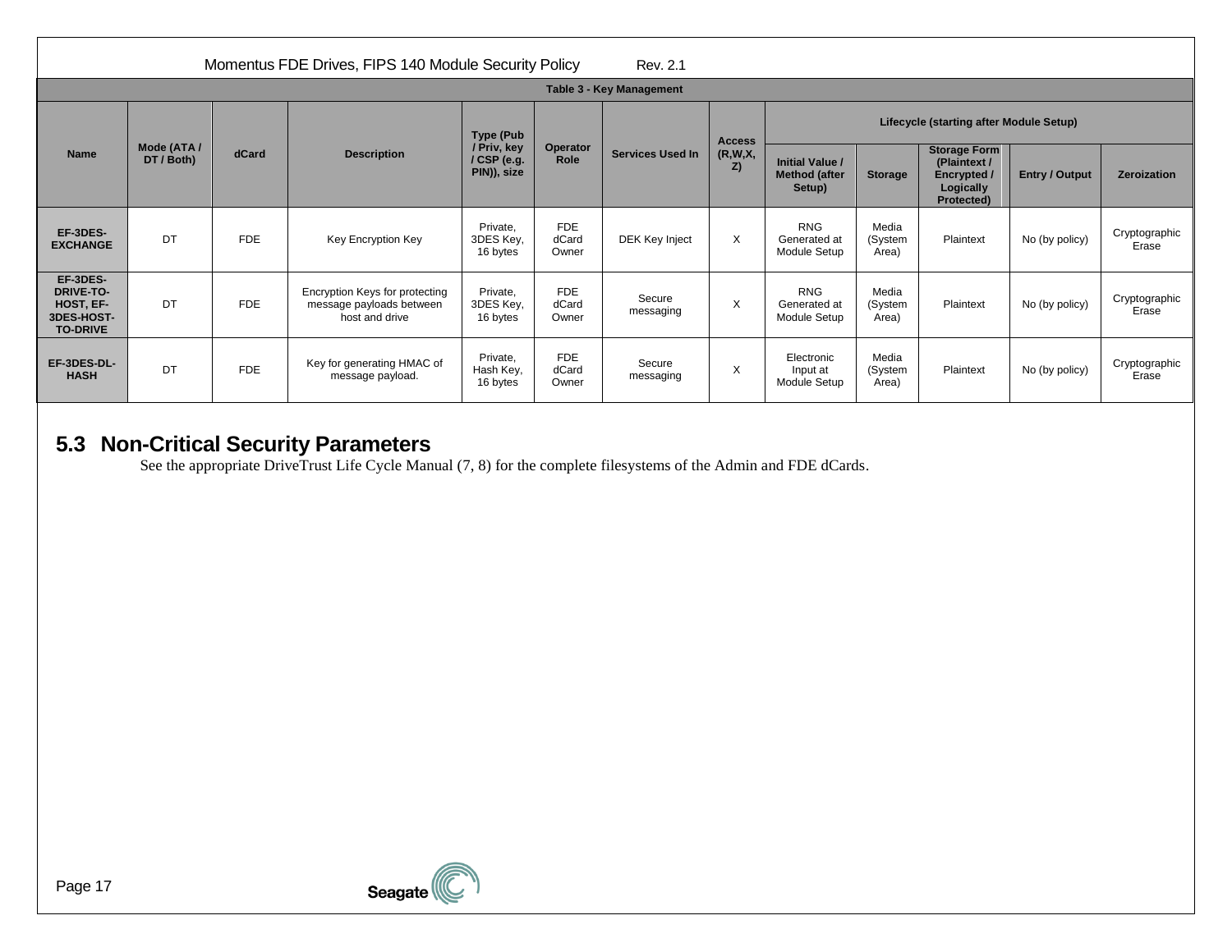Table 3 - Key Management

| Name | Mode (ATA / DT / Both) | dCard | Description | Type (Pub / Priv, key / CSP (e.g. PIN)), size | Operator Role | Services Used In | Access (R,W,X,Z) | Lifecycle (starting after Module Setup) | | | | |
|---|---|---|---|---|---|---|---|---|---|---|---|---|
| | | | | | | | | Initial Value / Method (after Setup) | Storage | Storage Form (Plaintext / Encrypted / Logically Protected) | Entry / Output | Zeroization |
| **EF-3DES-EXCHANGE** | DT | FDE | Key Encryption Key | Private, 3DES Key, 16 bytes | FDE dCard Owner | DEK Key Inject | X | RNG Generated at Module Setup | Media (System Area) | Plaintext | No (by policy) | Cryptographic Erase |
| **EF-3DES-DRIVE-TO-HOST, EF-3DES-HOST-TO-DRIVE** | DT | FDE | Encryption Keys for protecting message payloads between host and drive | Private, 3DES Key, 16 bytes | FDE dCard Owner | Secure messaging | X | RNG Generated at Module Setup | Media (System Area) | Plaintext | No (by policy) | Cryptographic Erase |
| **EF-3DES-DL-HASH** | DT | FDE | Key for generating HMAC of message payload. | Private, Hash Key, 16 bytes | FDE dCard Owner | Secure messaging | X | Electronic Input at Module Setup | Media (System Area) | Plaintext | No (by policy) | Cryptographic Erase |

## 5.3 Non-Critical Security Parameters

See the appropriate DriveTrust Life Cycle Manual (7, 8) for the complete filesystems of the Admin and FDE dCards.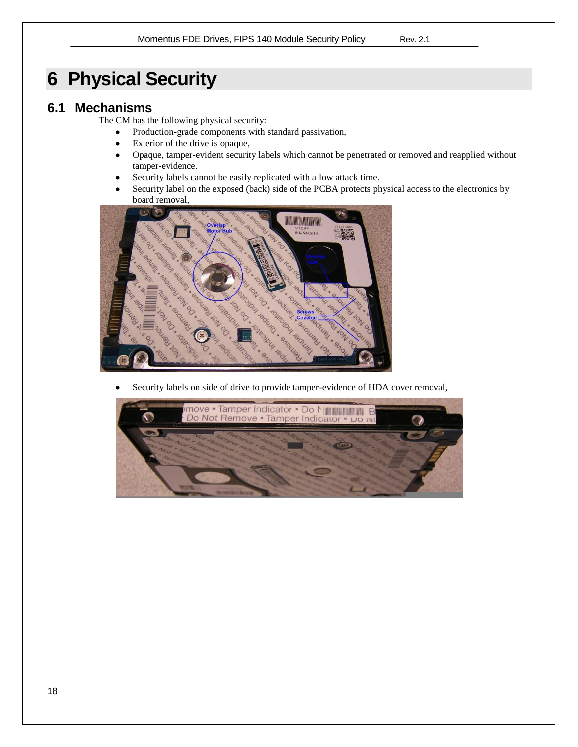# 6 Physical Security

## 6.1 Mechanisms

The CM has the following physical security:

- Production-grade components with standard passivation,
- Exterior of the drive is opaque,
- Opaque, tamper-evident security labels which cannot be penetrated or removed and reapplied without tamper-evidence.
- Security labels cannot be easily replicated with a low attack time.
- Security label on the exposed (back) side of the PCBA protects physical access to the electronics by board removal,
- Security labels on side of drive to provide tamper-evidence of HDA cover removal,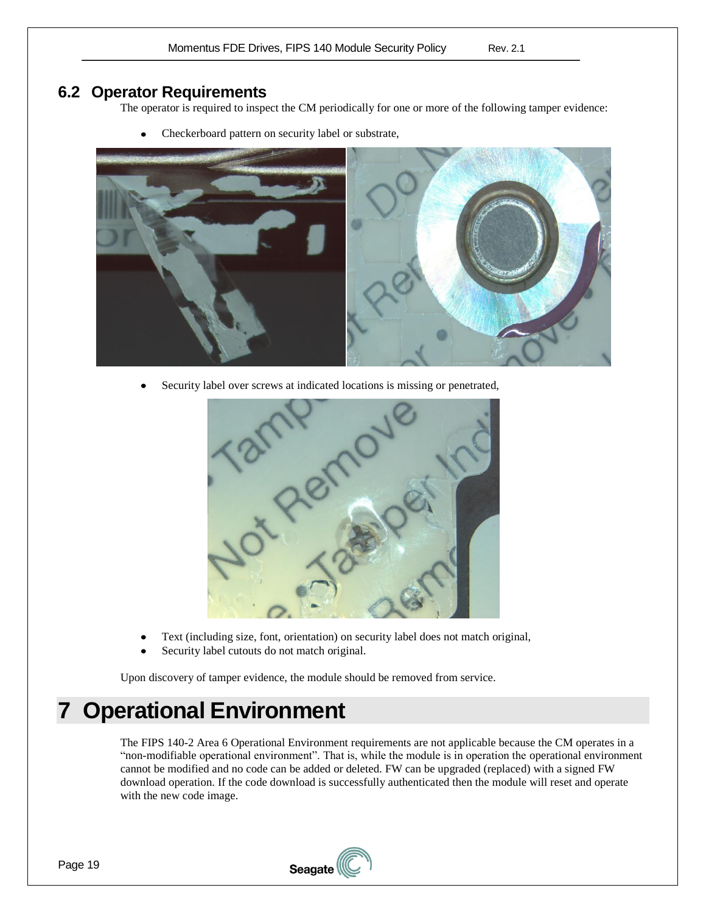## 6.2 Operator Requirements

The operator is required to inspect the CM periodically for one or more of the following tamper evidence:

- Checkerboard pattern on security label or substrate,
- Security label over screws at indicated locations is missing or penetrated,
- Text (including size, font, orientation) on security label does not match original,
- Security label cutouts do not match original.

Upon discovery of tamper evidence, the module should be removed from service.

# 7 Operational Environment

The FIPS 140-2 Area 6 Operational Environment requirements are not applicable because the CM operates in a "non-modifiable operational environment". That is, while the module is in operation the operational environment cannot be modified and no code can be added or deleted. FW can be upgraded (replaced) with a signed FW download operation. If the code download is successfully authenticated then the module will reset and operate with the new code image.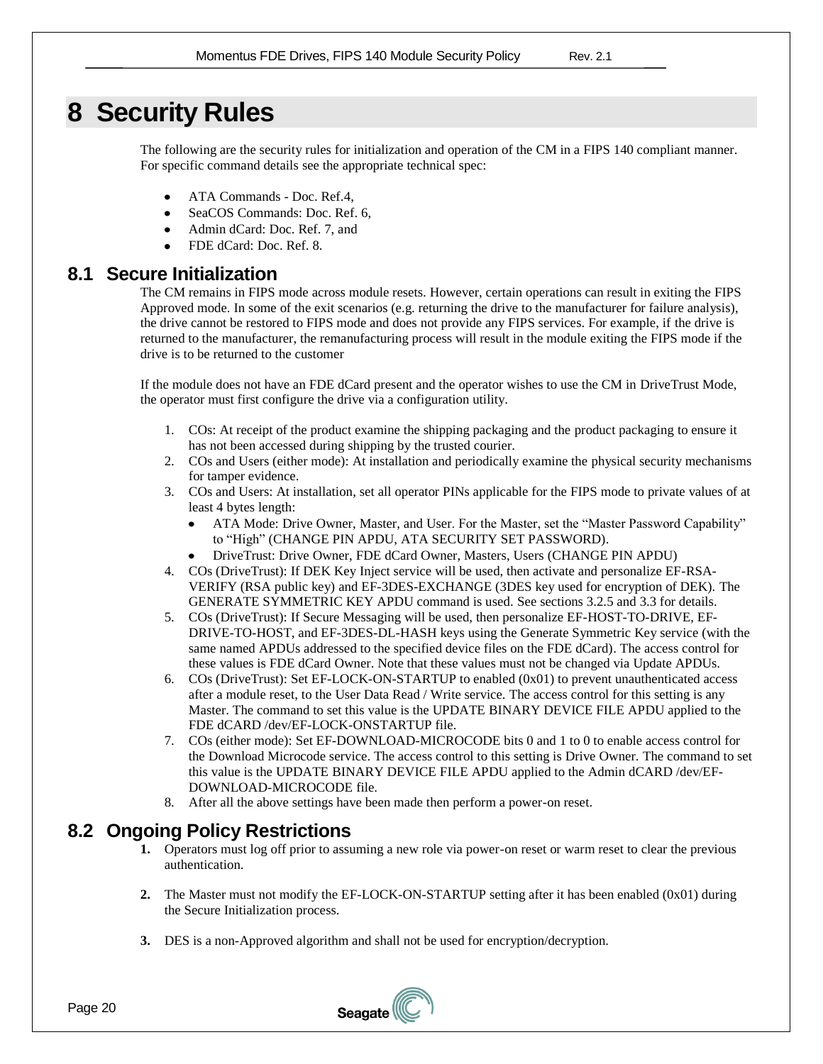# 8 Security Rules

The following are the security rules for initialization and operation of the CM in a FIPS 140 compliant manner. For specific command details see the appropriate technical spec:

- ATA Commands - Doc. Ref.4,
- SeaCOS Commands: Doc. Ref. 6,
- Admin dCard: Doc. Ref. 7, and
- FDE dCard: Doc. Ref. 8.

## 8.1 Secure Initialization

The CM remains in FIPS mode across module resets. However, certain operations can result in exiting the FIPS Approved mode. In some of the exit scenarios (e.g. returning the drive to the manufacturer for failure analysis), the drive cannot be restored to FIPS mode and does not provide any FIPS services. For example, if the drive is returned to the manufacturer, the remanufacturing process will result in the module exiting the FIPS mode if the drive is to be returned to the customer

If the module does not have an FDE dCard present and the operator wishes to use the CM in DriveTrust Mode, the operator must first configure the drive via a configuration utility.

1. COs: At receipt of the product examine the shipping packaging and the product packaging to ensure it has not been accessed during shipping by the trusted courier.
2. COs and Users (either mode): At installation and periodically examine the physical security mechanisms for tamper evidence.
3. COs and Users: At installation, set all operator PINs applicable for the FIPS mode to private values of at least 4 bytes length:
   - ATA Mode: Drive Owner, Master, and User. For the Master, set the "Master Password Capability" to "High" (CHANGE PIN APDU, ATA SECURITY SET PASSWORD).
   - DriveTrust: Drive Owner, FDE dCard Owner, Masters, Users (CHANGE PIN APDU)
4. COs (DriveTrust): If DEK Key Inject service will be used, then activate and personalize EF-RSA-VERIFY (RSA public key) and EF-3DES-EXCHANGE (3DES key used for encryption of DEK). The GENERATE SYMMETRIC KEY APDU command is used. See sections 3.2.5 and 3.3 for details.
5. COs (DriveTrust): If Secure Messaging will be used, then personalize EF-HOST-TO-DRIVE, EF-DRIVE-TO-HOST, and EF-3DES-DL-HASH keys using the Generate Symmetric Key service (with the same named APDUs addressed to the specified device files on the FDE dCard). The access control for these values is FDE dCard Owner. Note that these values must not be changed via Update APDUs.
6. COs (DriveTrust): Set EF-LOCK-ON-STARTUP to enabled (0x01) to prevent unauthenticated access after a module reset, to the User Data Read / Write service. The access control for this setting is any Master. The command to set this value is the UPDATE BINARY DEVICE FILE APDU applied to the FDE dCARD /dev/EF-LOCK-ONSTARTUP file.
7. COs (either mode): Set EF-DOWNLOAD-MICROCODE bits 0 and 1 to 0 to enable access control for the Download Microcode service. The access control to this setting is Drive Owner. The command to set this value is the UPDATE BINARY DEVICE FILE APDU applied to the Admin dCARD /dev/EF-DOWNLOAD-MICROCODE file.
8. After all the above settings have been made then perform a power-on reset.

## 8.2 Ongoing Policy Restrictions

1. Operators must log off prior to assuming a new role via power-on reset or warm reset to clear the previous authentication.

2. The Master must not modify the EF-LOCK-ON-STARTUP setting after it has been enabled (0x01) during the Secure Initialization process.

3. DES is a non-Approved algorithm and shall not be used for encryption/decryption.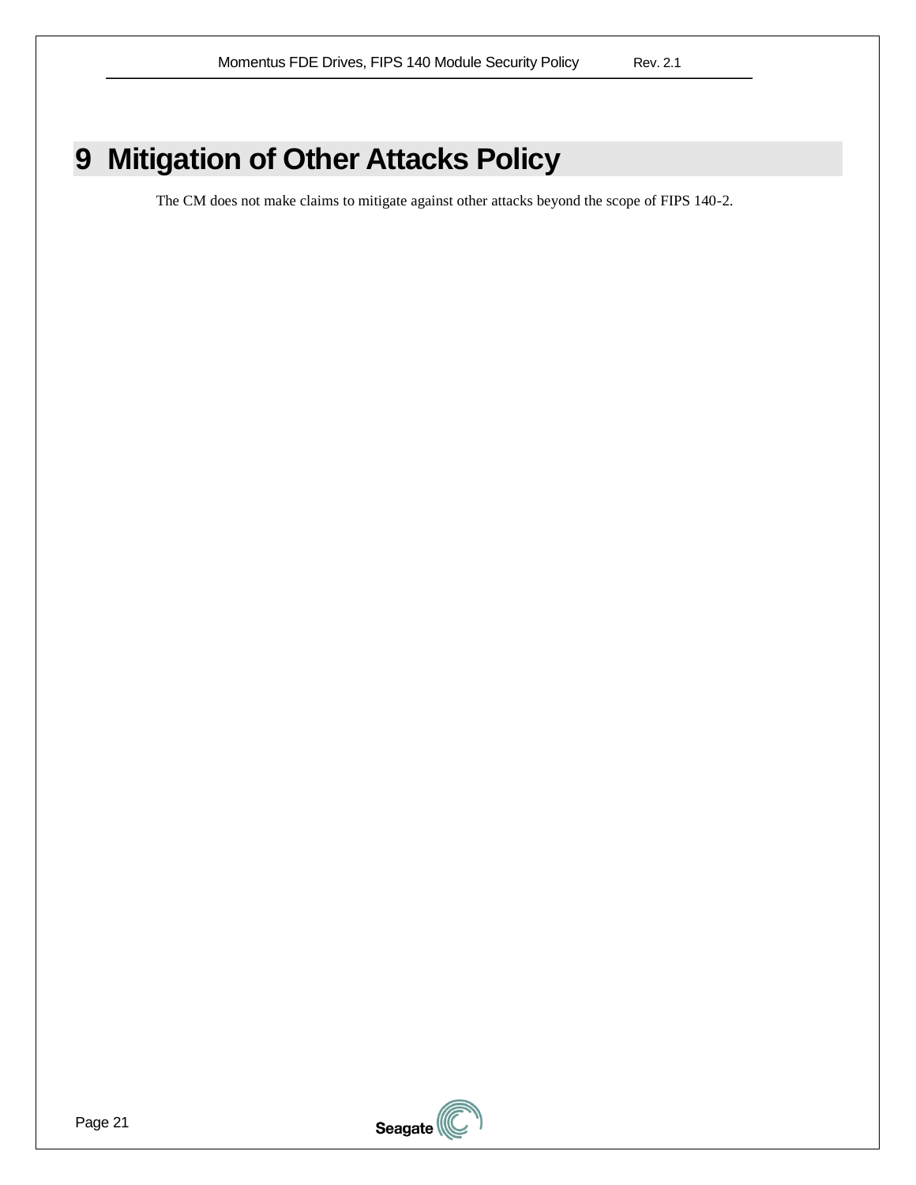# 9 Mitigation of Other Attacks Policy

The CM does not make claims to mitigate against other attacks beyond the scope of FIPS 140-2.